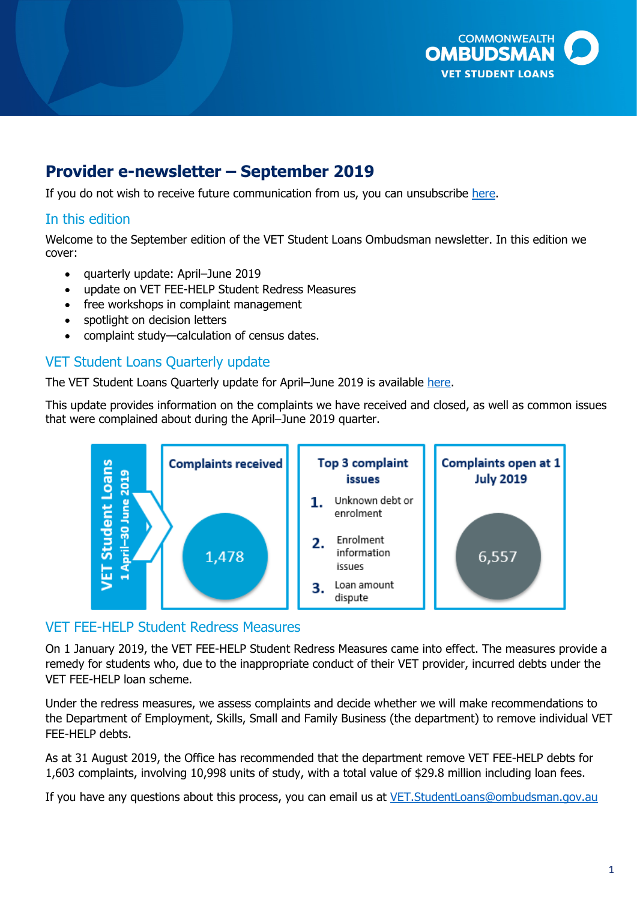COMMONWEALTH OMBUDSMAN
VET STUDENT LOANS

# Provider e-newsletter – September 2019

If you do not wish to receive future communication from us, you can unsubscribe here.

## In this edition

Welcome to the September edition of the VET Student Loans Ombudsman newsletter. In this edition we cover:

- quarterly update: April–June 2019
- update on VET FEE-HELP Student Redress Measures
- free workshops in complaint management
- spotlight on decision letters
- complaint study—calculation of census dates.

## VET Student Loans Quarterly update

The VET Student Loans Quarterly update for April–June 2019 is available here.

This update provides information on the complaints we have received and closed, as well as common issues that were complained about during the April–June 2019 quarter.

**VET Student Loans**
**1 April–30 June 2019**

| Complaints received | Top 3 complaint issues | Complaints open at 1 July 2019 |
|---|---|---|
| 1,478 | 1. Unknown debt or enrolment<br>2. Enrolment information issues<br>3. Loan amount dispute | 6,557 |

## VET FEE-HELP Student Redress Measures

On 1 January 2019, the VET FEE-HELP Student Redress Measures came into effect. The measures provide a remedy for students who, due to the inappropriate conduct of their VET provider, incurred debts under the VET FEE-HELP loan scheme.

Under the redress measures, we assess complaints and decide whether we will make recommendations to the Department of Employment, Skills, Small and Family Business (the department) to remove individual VET FEE-HELP debts.

As at 31 August 2019, the Office has recommended that the department remove VET FEE-HELP debts for 1,603 complaints, involving 10,998 units of study, with a total value of $29.8 million including loan fees.

If you have any questions about this process, you can email us at VET.StudentLoans@ombudsman.gov.au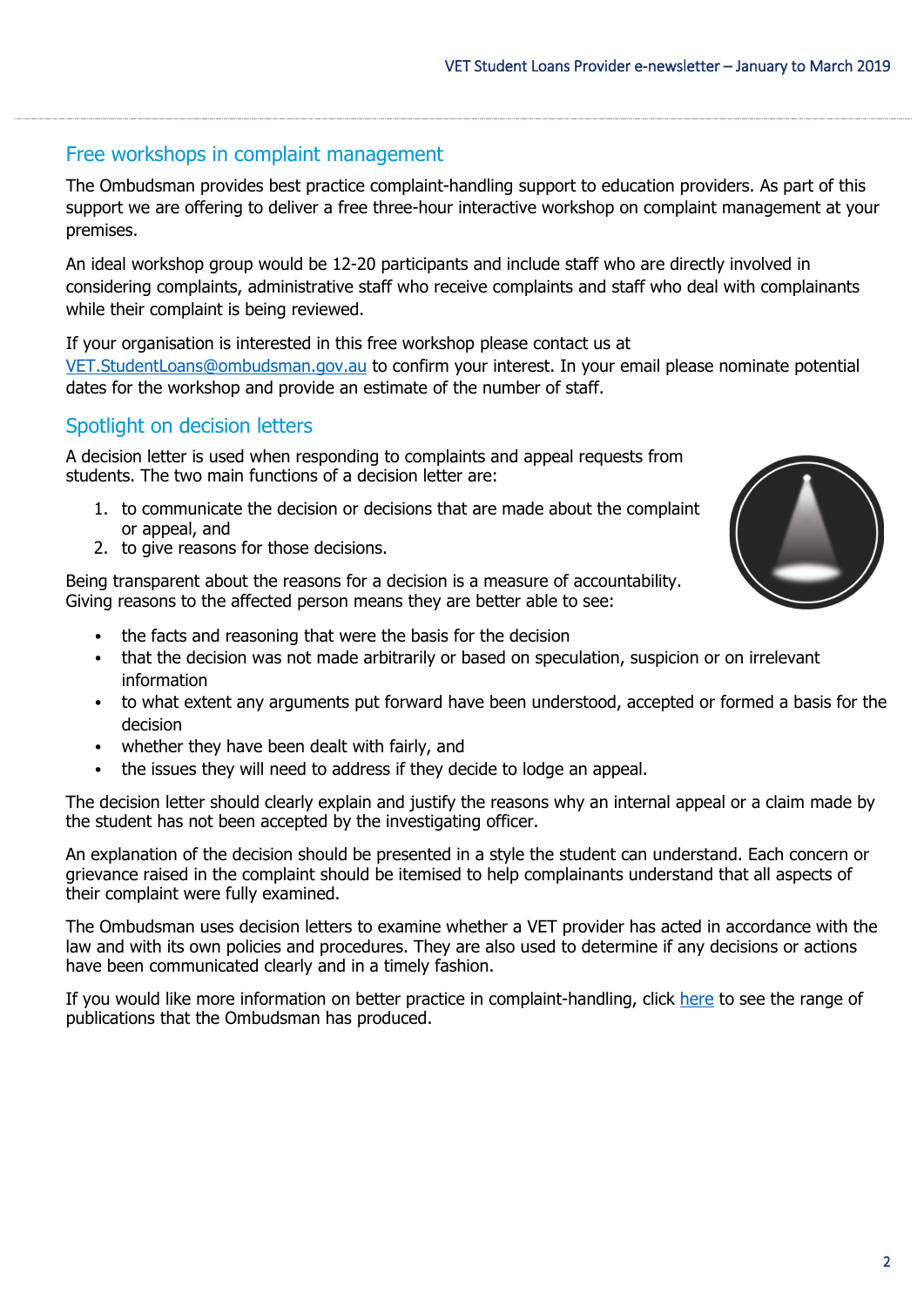## Free workshops in complaint management

The Ombudsman provides best practice complaint-handling support to education providers. As part of this support we are offering to deliver a free three-hour interactive workshop on complaint management at your premises.

An ideal workshop group would be 12-20 participants and include staff who are directly involved in considering complaints, administrative staff who receive complaints and staff who deal with complainants while their complaint is being reviewed.

If your organisation is interested in this free workshop please contact us at [VET.StudentLoans@ombudsman.gov.au](mailto:VET.StudentLoans@ombudsman.gov.au) to confirm your interest. In your email please nominate potential dates for the workshop and provide an estimate of the number of staff.

## Spotlight on decision letters

A decision letter is used when responding to complaints and appeal requests from students. The two main functions of a decision letter are:

1. to communicate the decision or decisions that are made about the complaint or appeal, and
2. to give reasons for those decisions.

Being transparent about the reasons for a decision is a measure of accountability. Giving reasons to the affected person means they are better able to see:

- the facts and reasoning that were the basis for the decision
- that the decision was not made arbitrarily or based on speculation, suspicion or on irrelevant information
- to what extent any arguments put forward have been understood, accepted or formed a basis for the decision
- whether they have been dealt with fairly, and
- the issues they will need to address if they decide to lodge an appeal.

The decision letter should clearly explain and justify the reasons why an internal appeal or a claim made by the student has not been accepted by the investigating officer.

An explanation of the decision should be presented in a style the student can understand. Each concern or grievance raised in the complaint should be itemised to help complainants understand that all aspects of their complaint were fully examined.

The Ombudsman uses decision letters to examine whether a VET provider has acted in accordance with the law and with its own policies and procedures. They are also used to determine if any decisions or actions have been communicated clearly and in a timely fashion.

If you would like more information on better practice in complaint-handling, click here to see the range of publications that the Ombudsman has produced.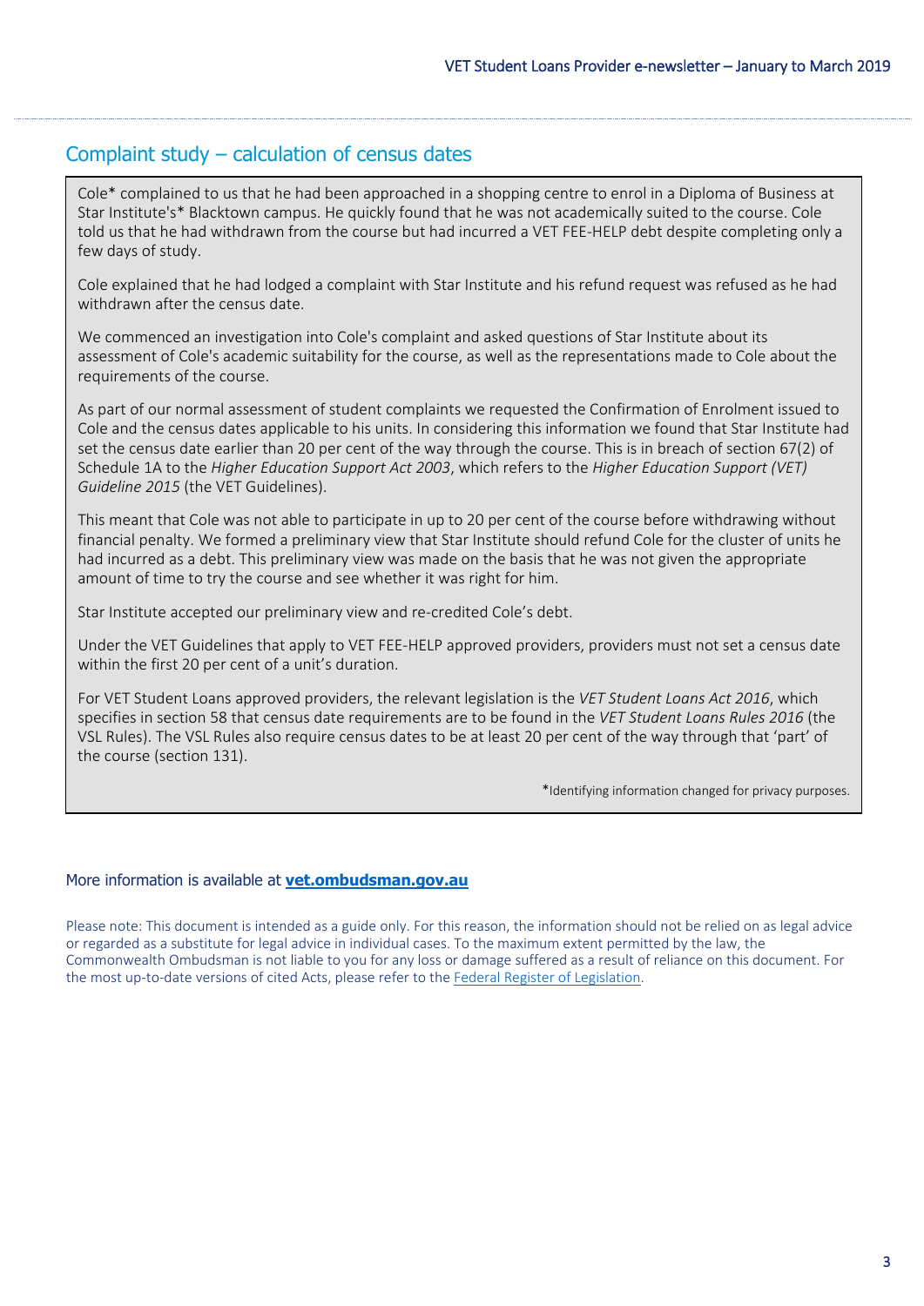## Complaint study – calculation of census dates

Cole* complained to us that he had been approached in a shopping centre to enrol in a Diploma of Business at Star Institute's* Blacktown campus. He quickly found that he was not academically suited to the course. Cole told us that he had withdrawn from the course but had incurred a VET FEE-HELP debt despite completing only a few days of study.

Cole explained that he had lodged a complaint with Star Institute and his refund request was refused as he had withdrawn after the census date.

We commenced an investigation into Cole's complaint and asked questions of Star Institute about its assessment of Cole's academic suitability for the course, as well as the representations made to Cole about the requirements of the course.

As part of our normal assessment of student complaints we requested the Confirmation of Enrolment issued to Cole and the census dates applicable to his units. In considering this information we found that Star Institute had set the census date earlier than 20 per cent of the way through the course. This is in breach of section 67(2) of Schedule 1A to the *Higher Education Support Act 2003*, which refers to the *Higher Education Support (VET) Guideline 2015* (the VET Guidelines).

This meant that Cole was not able to participate in up to 20 per cent of the course before withdrawing without financial penalty. We formed a preliminary view that Star Institute should refund Cole for the cluster of units he had incurred as a debt. This preliminary view was made on the basis that he was not given the appropriate amount of time to try the course and see whether it was right for him.

Star Institute accepted our preliminary view and re-credited Cole's debt.

Under the VET Guidelines that apply to VET FEE-HELP approved providers, providers must not set a census date within the first 20 per cent of a unit's duration.

For VET Student Loans approved providers, the relevant legislation is the *VET Student Loans Act 2016*, which specifies in section 58 that census date requirements are to be found in the *VET Student Loans Rules 2016* (the VSL Rules). The VSL Rules also require census dates to be at least 20 per cent of the way through that 'part' of the course (section 131).

*Identifying information changed for privacy purposes.

More information is available at **vet.ombudsman.gov.au**

Please note: This document is intended as a guide only. For this reason, the information should not be relied on as legal advice or regarded as a substitute for legal advice in individual cases. To the maximum extent permitted by the law, the Commonwealth Ombudsman is not liable to you for any loss or damage suffered as a result of reliance on this document. For the most up-to-date versions of cited Acts, please refer to the Federal Register of Legislation.